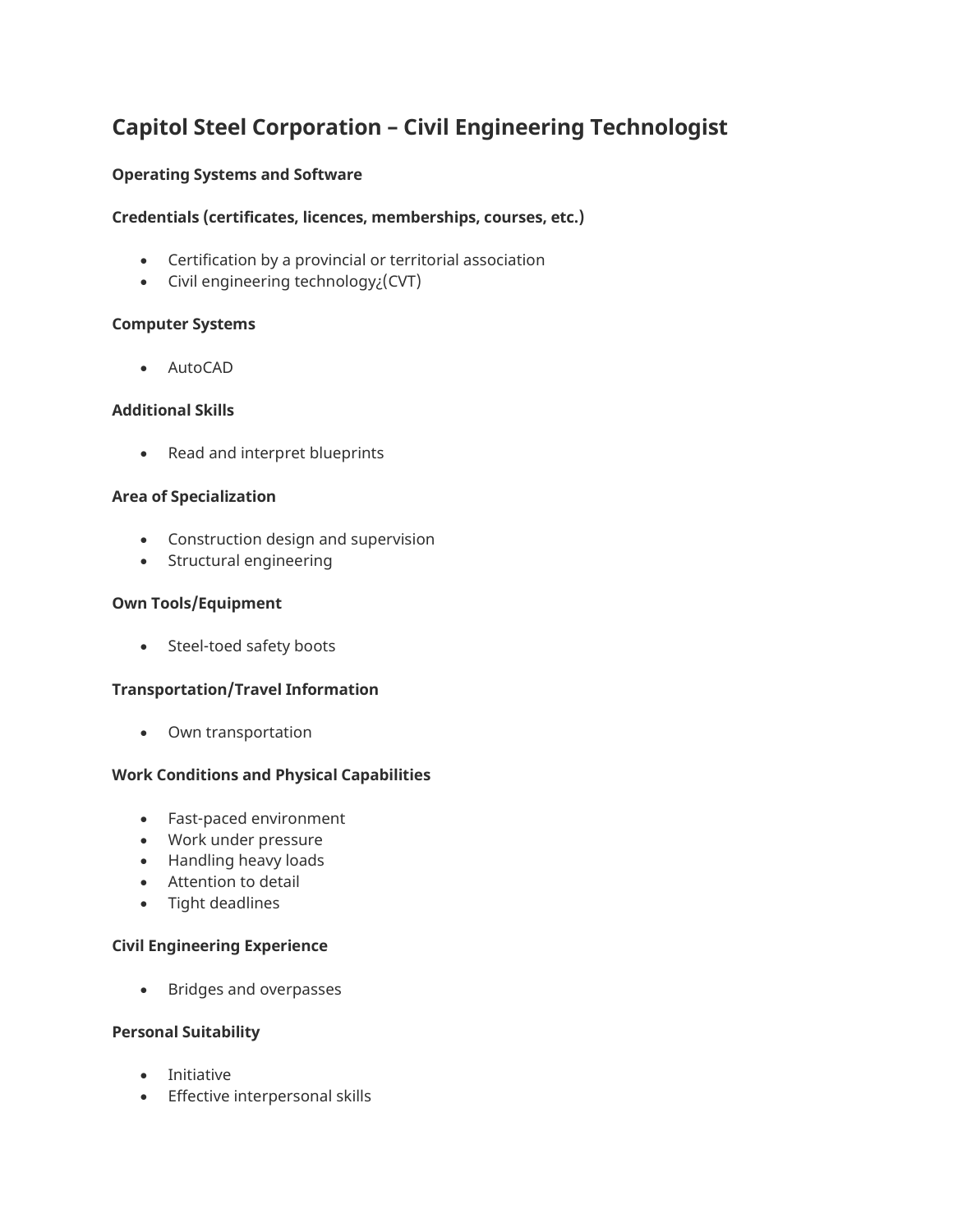# Capitol Steel Corporation – Civil Engineering Technologist

**Operating Systems and Software**

**Credentials (certificates, licences, memberships, courses, etc.)**

- Certification by a provincial or territorial association
- Civil engineering technology¿(CVT)

**Computer Systems**

- AutoCAD

**Additional Skills**

- Read and interpret blueprints

**Area of Specialization**

- Construction design and supervision
- Structural engineering

**Own Tools/Equipment**

- Steel-toed safety boots

**Transportation/Travel Information**

- Own transportation

**Work Conditions and Physical Capabilities**

- Fast-paced environment
- Work under pressure
- Handling heavy loads
- Attention to detail
- Tight deadlines

**Civil Engineering Experience**

- Bridges and overpasses

**Personal Suitability**

- Initiative
- Effective interpersonal skills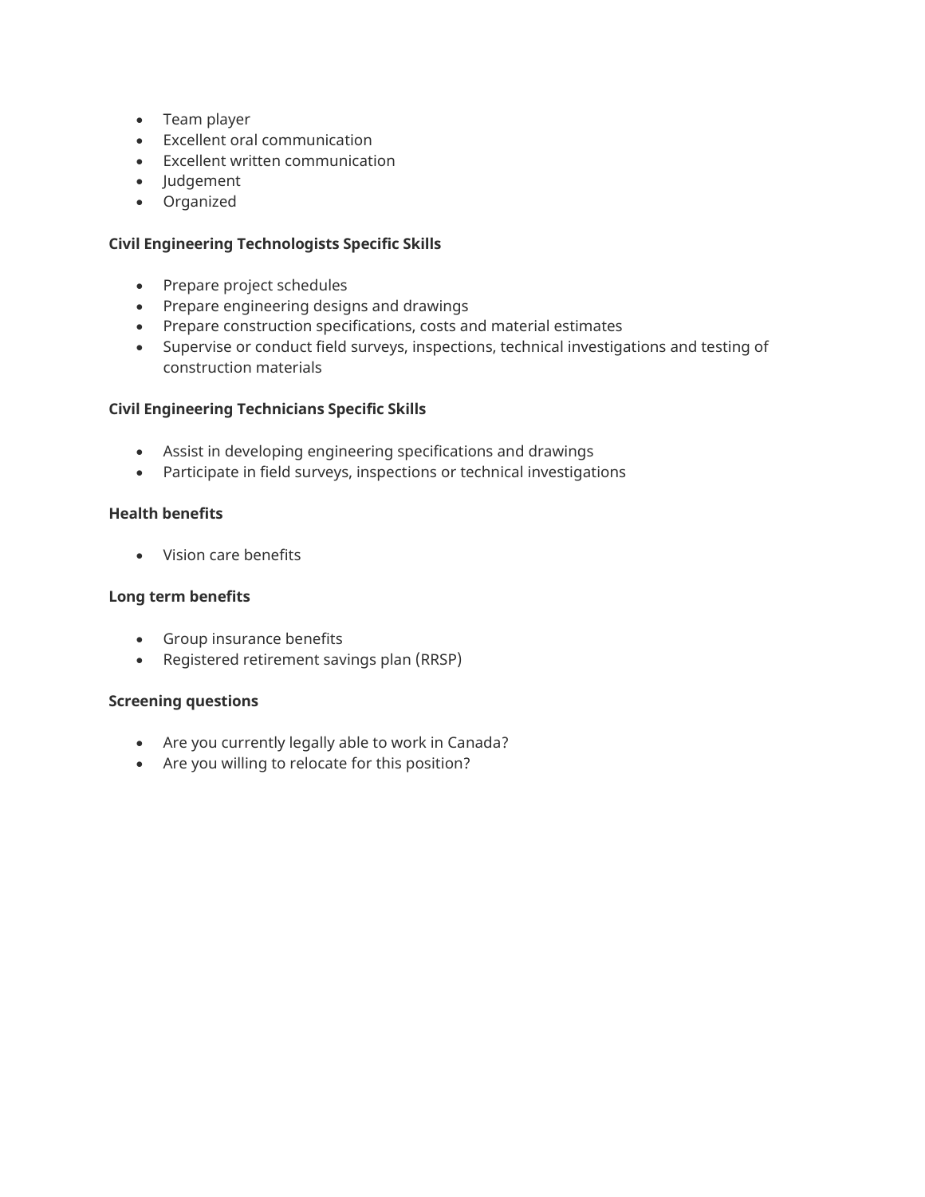- Team player
- Excellent oral communication
- Excellent written communication
- Judgement
- Organized

**Civil Engineering Technologists Specific Skills**

- Prepare project schedules
- Prepare engineering designs and drawings
- Prepare construction specifications, costs and material estimates
- Supervise or conduct field surveys, inspections, technical investigations and testing of construction materials

**Civil Engineering Technicians Specific Skills**

- Assist in developing engineering specifications and drawings
- Participate in field surveys, inspections or technical investigations

**Health benefits**

- Vision care benefits

**Long term benefits**

- Group insurance benefits
- Registered retirement savings plan (RRSP)

**Screening questions**

- Are you currently legally able to work in Canada?
- Are you willing to relocate for this position?